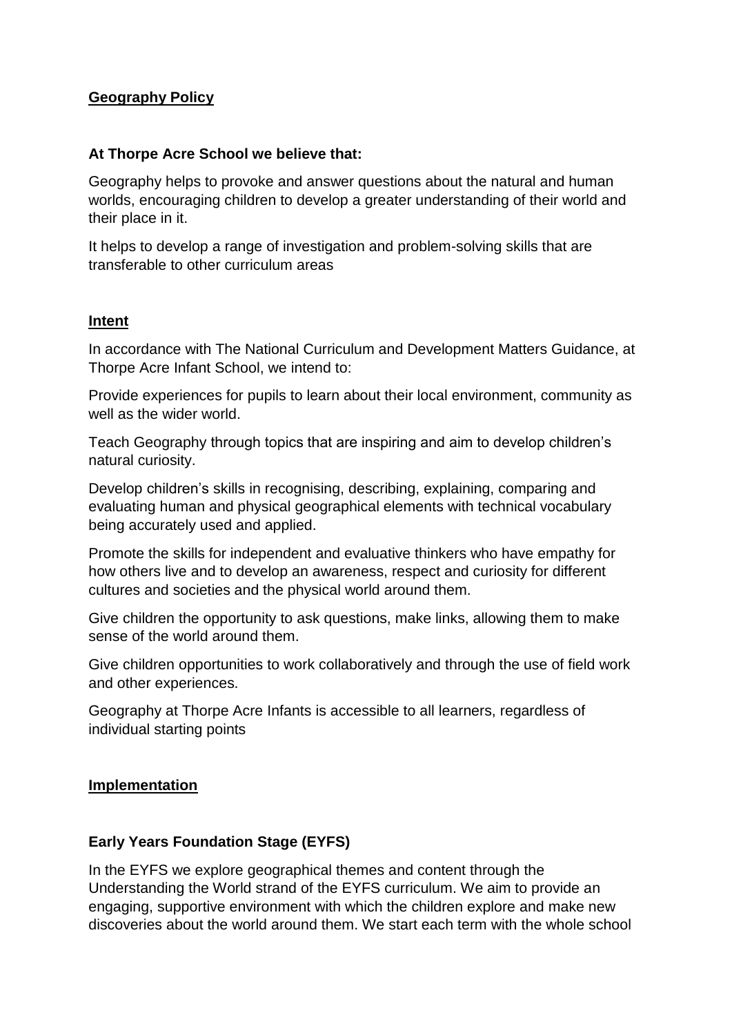## Geography Policy

**At Thorpe Acre School we believe that:**

Geography helps to provoke and answer questions about the natural and human worlds, encouraging children to develop a greater understanding of their world and their place in it.

It helps to develop a range of investigation and problem-solving skills that are transferable to other curriculum areas

## Intent

In accordance with The National Curriculum and Development Matters Guidance, at Thorpe Acre Infant School, we intend to:

Provide experiences for pupils to learn about their local environment, community as well as the wider world.

Teach Geography through topics that are inspiring and aim to develop children's natural curiosity.

Develop children's skills in recognising, describing, explaining, comparing and evaluating human and physical geographical elements with technical vocabulary being accurately used and applied.

Promote the skills for independent and evaluative thinkers who have empathy for how others live and to develop an awareness, respect and curiosity for different cultures and societies and the physical world around them.

Give children the opportunity to ask questions, make links, allowing them to make sense of the world around them.

Give children opportunities to work collaboratively and through the use of field work and other experiences.

Geography at Thorpe Acre Infants is accessible to all learners, regardless of individual starting points

## Implementation

### Early Years Foundation Stage (EYFS)

In the EYFS we explore geographical themes and content through the Understanding the World strand of the EYFS curriculum. We aim to provide an engaging, supportive environment with which the children explore and make new discoveries about the world around them. We start each term with the whole school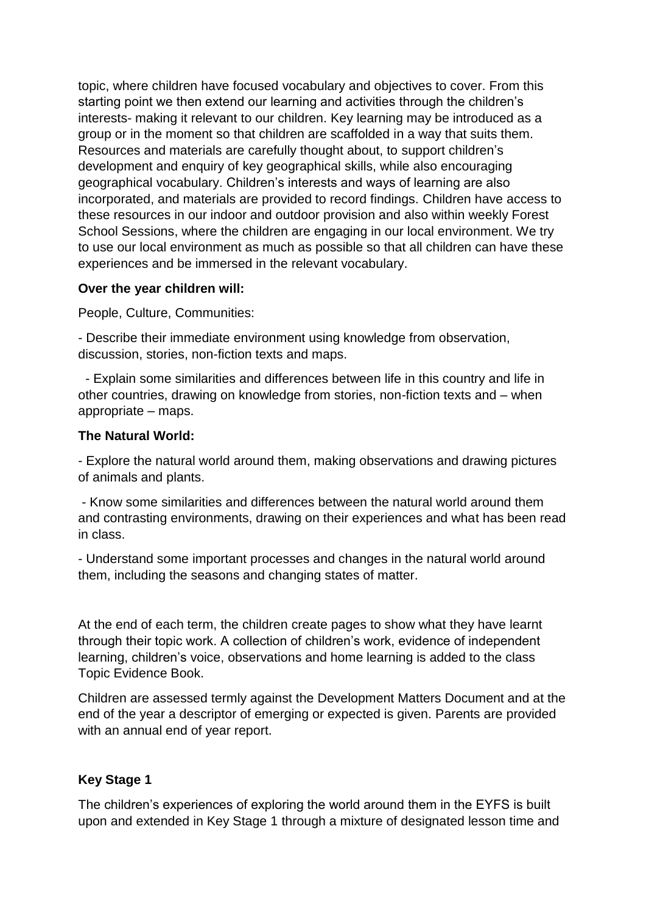topic, where children have focused vocabulary and objectives to cover. From this starting point we then extend our learning and activities through the children's interests- making it relevant to our children. Key learning may be introduced as a group or in the moment so that children are scaffolded in a way that suits them. Resources and materials are carefully thought about, to support children's development and enquiry of key geographical skills, while also encouraging geographical vocabulary. Children's interests and ways of learning are also incorporated, and materials are provided to record findings. Children have access to these resources in our indoor and outdoor provision and also within weekly Forest School Sessions, where the children are engaging in our local environment. We try to use our local environment as much as possible so that all children can have these experiences and be immersed in the relevant vocabulary.

**Over the year children will:**

People, Culture, Communities:

- Describe their immediate environment using knowledge from observation, discussion, stories, non-fiction texts and maps.
- Explain some similarities and differences between life in this country and life in other countries, drawing on knowledge from stories, non-fiction texts and – when appropriate – maps.

**The Natural World:**

- Explore the natural world around them, making observations and drawing pictures of animals and plants.
- Know some similarities and differences between the natural world around them and contrasting environments, drawing on their experiences and what has been read in class.
- Understand some important processes and changes in the natural world around them, including the seasons and changing states of matter.

At the end of each term, the children create pages to show what they have learnt through their topic work. A collection of children's work, evidence of independent learning, children's voice, observations and home learning is added to the class Topic Evidence Book.

Children are assessed termly against the Development Matters Document and at the end of the year a descriptor of emerging or expected is given. Parents are provided with an annual end of year report.

**Key Stage 1**

The children's experiences of exploring the world around them in the EYFS is built upon and extended in Key Stage 1 through a mixture of designated lesson time and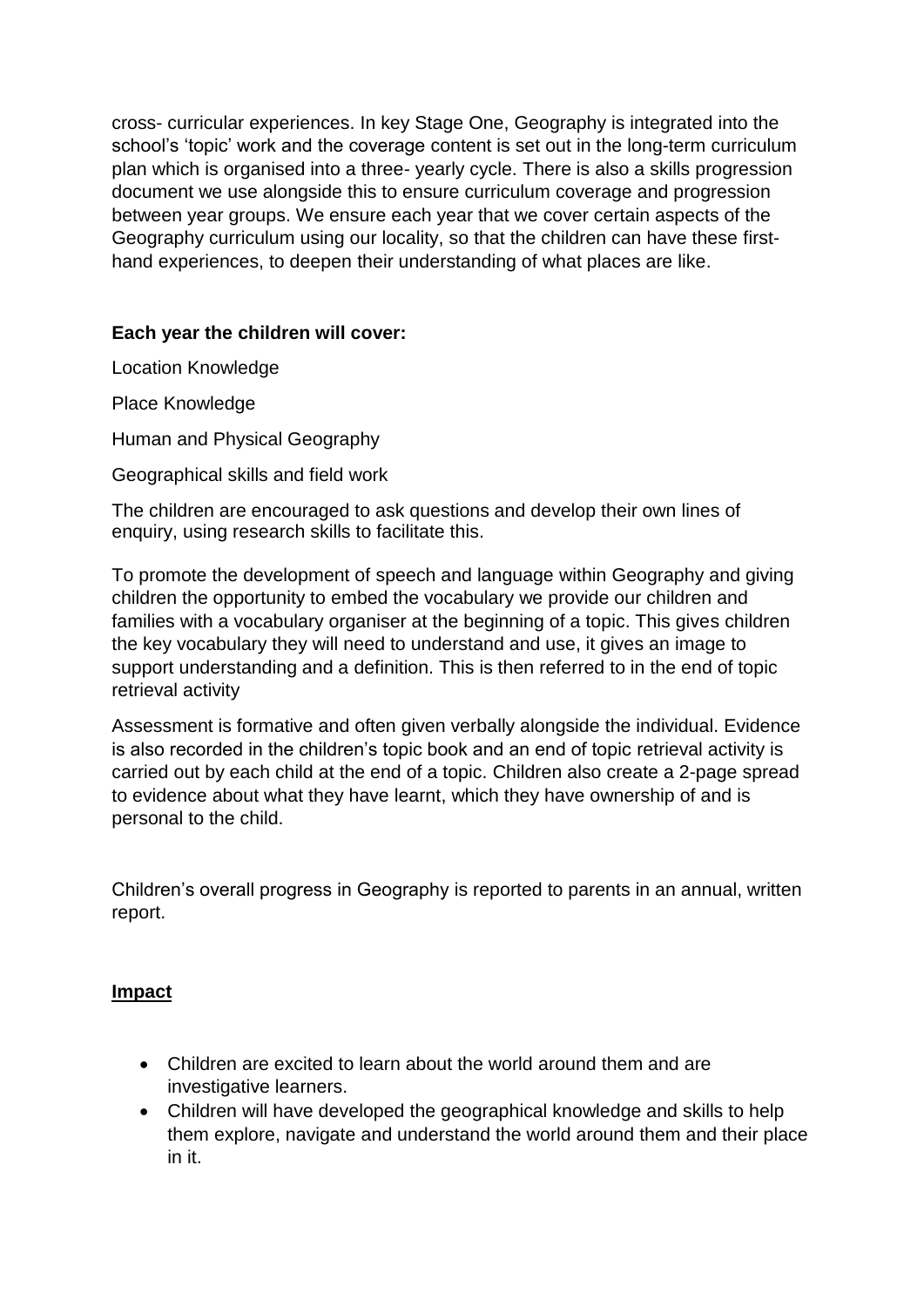cross- curricular experiences. In key Stage One, Geography is integrated into the school's 'topic' work and the coverage content is set out in the long-term curriculum plan which is organised into a three- yearly cycle. There is also a skills progression document we use alongside this to ensure curriculum coverage and progression between year groups. We ensure each year that we cover certain aspects of the Geography curriculum using our locality, so that the children can have these first-hand experiences, to deepen their understanding of what places are like.

**Each year the children will cover:**

Location Knowledge

Place Knowledge

Human and Physical Geography

Geographical skills and field work

The children are encouraged to ask questions and develop their own lines of enquiry, using research skills to facilitate this.

To promote the development of speech and language within Geography and giving children the opportunity to embed the vocabulary we provide our children and families with a vocabulary organiser at the beginning of a topic. This gives children the key vocabulary they will need to understand and use, it gives an image to support understanding and a definition. This is then referred to in the end of topic retrieval activity

Assessment is formative and often given verbally alongside the individual. Evidence is also recorded in the children's topic book and an end of topic retrieval activity is carried out by each child at the end of a topic. Children also create a 2-page spread to evidence about what they have learnt, which they have ownership of and is personal to the child.

Children's overall progress in Geography is reported to parents in an annual, written report.

**Impact**

- Children are excited to learn about the world around them and are investigative learners.
- Children will have developed the geographical knowledge and skills to help them explore, navigate and understand the world around them and their place in it.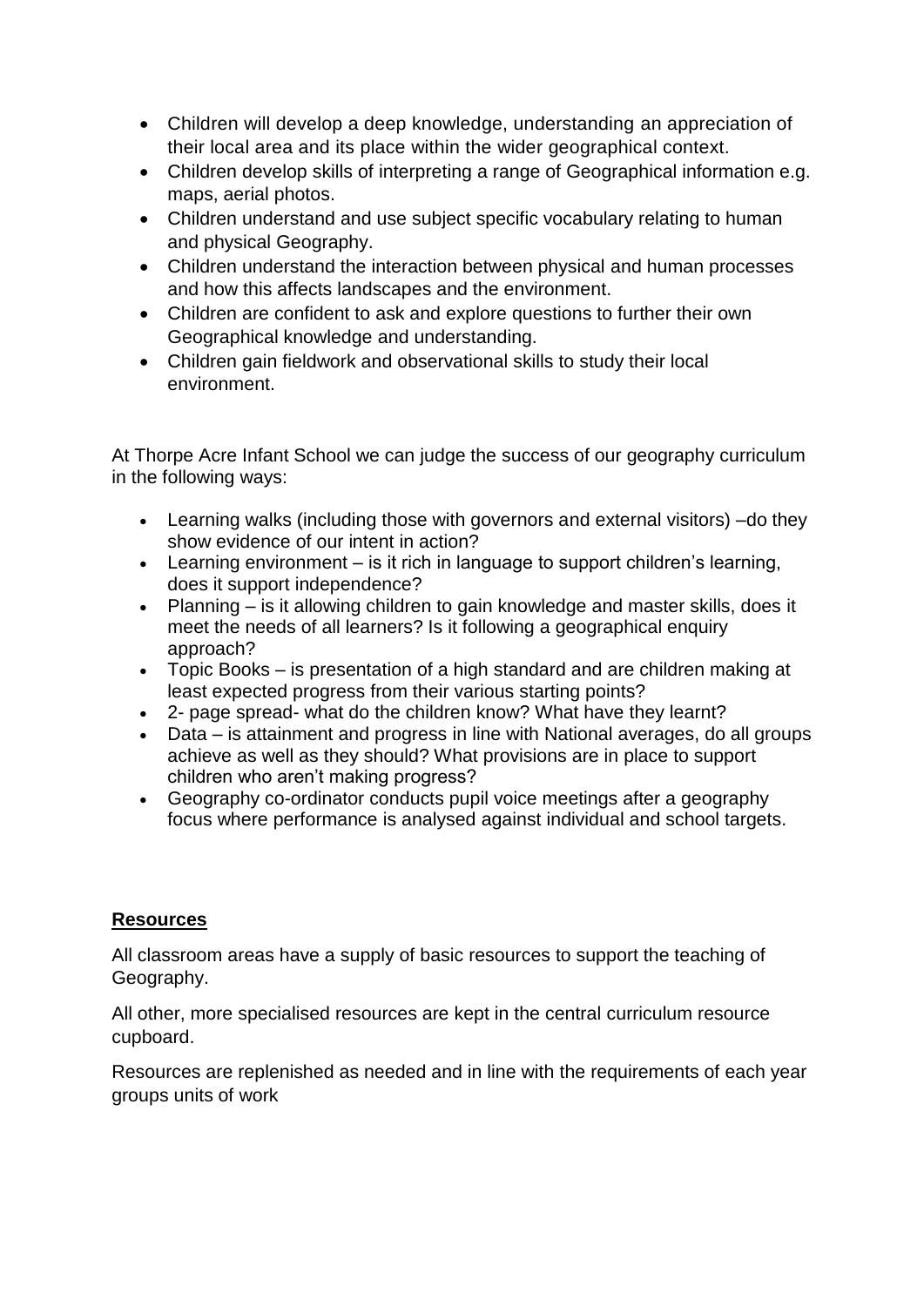- Children will develop a deep knowledge, understanding an appreciation of their local area and its place within the wider geographical context.
- Children develop skills of interpreting a range of Geographical information e.g. maps, aerial photos.
- Children understand and use subject specific vocabulary relating to human and physical Geography.
- Children understand the interaction between physical and human processes and how this affects landscapes and the environment.
- Children are confident to ask and explore questions to further their own Geographical knowledge and understanding.
- Children gain fieldwork and observational skills to study their local environment.

At Thorpe Acre Infant School we can judge the success of our geography curriculum in the following ways:

- Learning walks (including those with governors and external visitors) –do they show evidence of our intent in action?
- Learning environment – is it rich in language to support children's learning, does it support independence?
- Planning – is it allowing children to gain knowledge and master skills, does it meet the needs of all learners? Is it following a geographical enquiry approach?
- Topic Books – is presentation of a high standard and are children making at least expected progress from their various starting points?
- 2- page spread- what do the children know? What have they learnt?
- Data – is attainment and progress in line with National averages, do all groups achieve as well as they should? What provisions are in place to support children who aren't making progress?
- Geography co-ordinator conducts pupil voice meetings after a geography focus where performance is analysed against individual and school targets.

## Resources

All classroom areas have a supply of basic resources to support the teaching of Geography.

All other, more specialised resources are kept in the central curriculum resource cupboard.

Resources are replenished as needed and in line with the requirements of each year groups units of work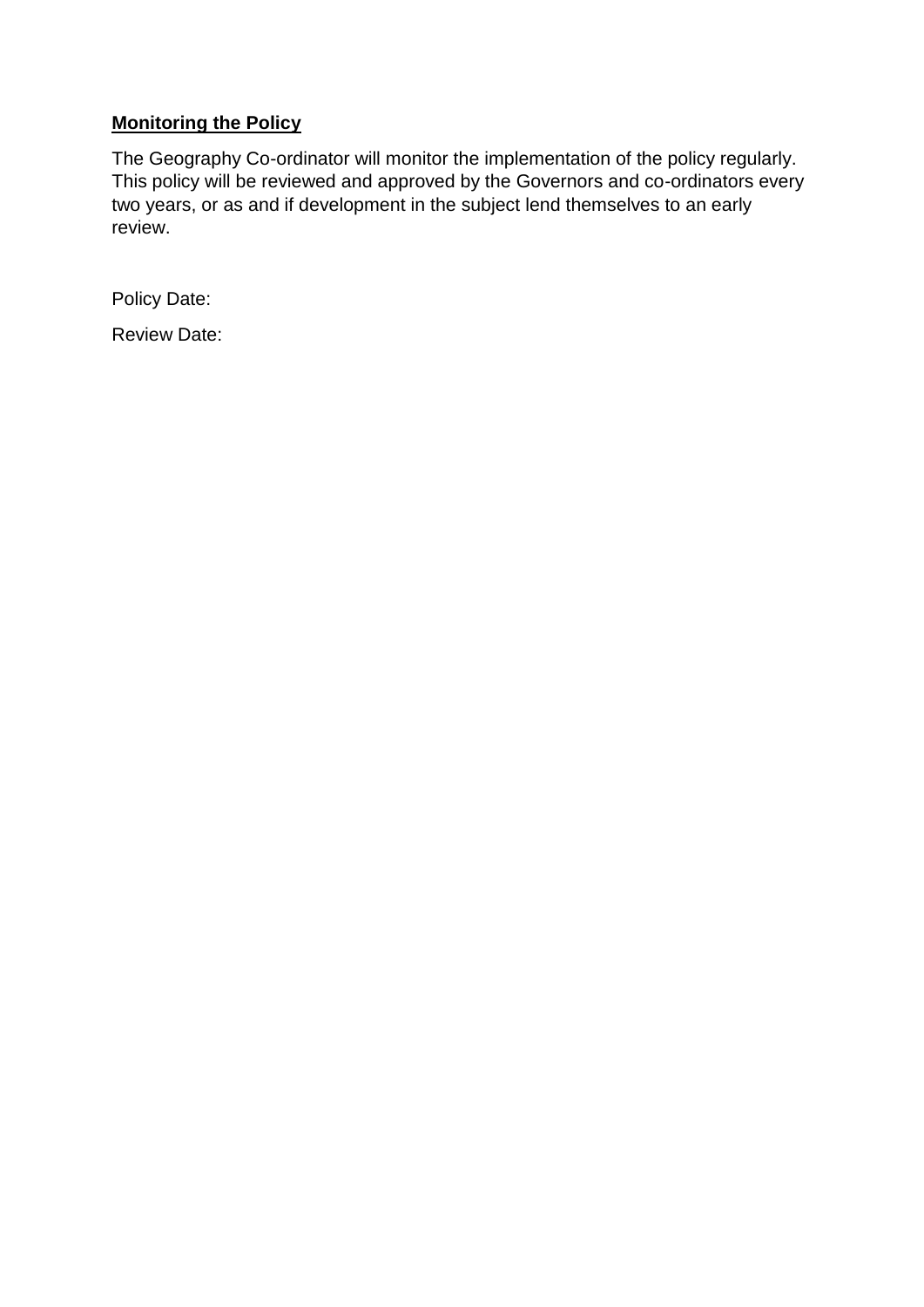## **Monitoring the Policy**

The Geography Co-ordinator will monitor the implementation of the policy regularly. This policy will be reviewed and approved by the Governors and co-ordinators every two years, or as and if development in the subject lend themselves to an early review.

Policy Date:

Review Date: